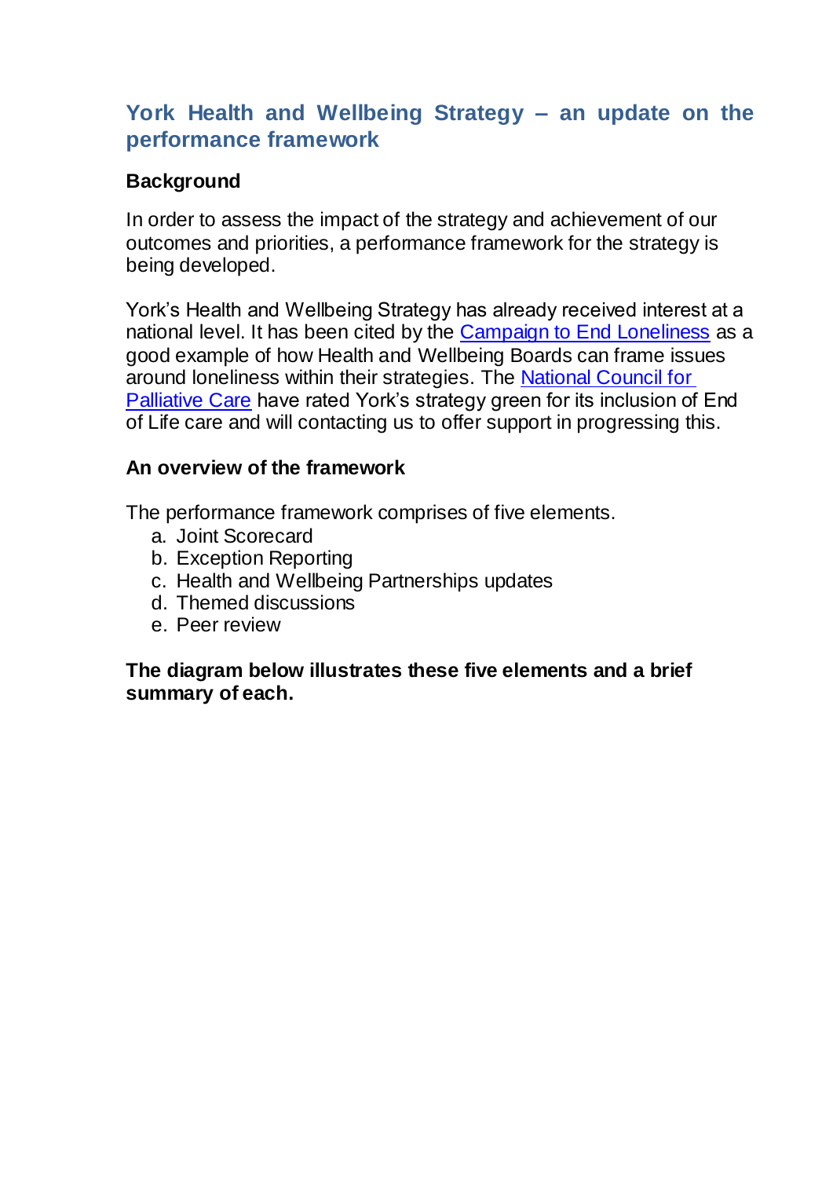## York Health and Wellbeing Strategy – an update on the performance framework

**Background**

In order to assess the impact of the strategy and achievement of our outcomes and priorities, a performance framework for the strategy is being developed.

York's Health and Wellbeing Strategy has already received interest at a national level. It has been cited by the Campaign to End Loneliness as a good example of how Health and Wellbeing Boards can frame issues around loneliness within their strategies. The National Council for Palliative Care have rated York's strategy green for its inclusion of End of Life care and will contacting us to offer support in progressing this.

**An overview of the framework**

The performance framework comprises of five elements.

a. Joint Scorecard
b. Exception Reporting
c. Health and Wellbeing Partnerships updates
d. Themed discussions
e. Peer review

**The diagram below illustrates these five elements and a brief summary of each.**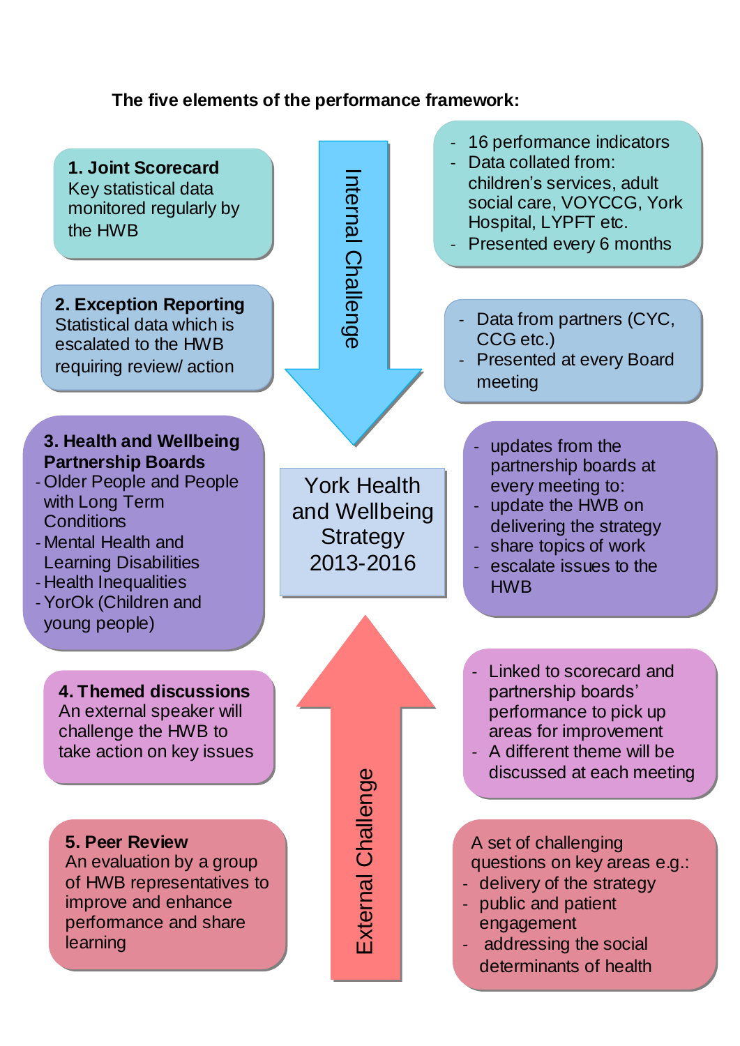**The five elements of the performance framework:**

York Health and Wellbeing Strategy 2013-2016

Internal Challenge

External Challenge

**1. Joint Scorecard**
Key statistical data monitored regularly by the HWB

- 16 performance indicators
- Data collated from: children's services, adult social care, VOYCCG, York Hospital, LYPFT etc.
- Presented every 6 months

**2. Exception Reporting**
Statistical data which is escalated to the HWB requiring review/ action

- Data from partners (CYC, CCG etc.)
- Presented at every Board meeting

**3. Health and Wellbeing Partnership Boards**

- Older People and People with Long Term Conditions
- Mental Health and Learning Disabilities
- Health Inequalities
- YorOk (Children and young people)

- updates from the partnership boards at every meeting to:
- update the HWB on delivering the strategy
- share topics of work
- escalate issues to the HWB

**4. Themed discussions**
An external speaker will challenge the HWB to take action on key issues

- Linked to scorecard and partnership boards' performance to pick up areas for improvement
- A different theme will be discussed at each meeting

**5. Peer Review**
An evaluation by a group of HWB representatives to improve and enhance performance and share learning

A set of challenging questions on key areas e.g.:

- delivery of the strategy
- public and patient engagement
- addressing the social determinants of health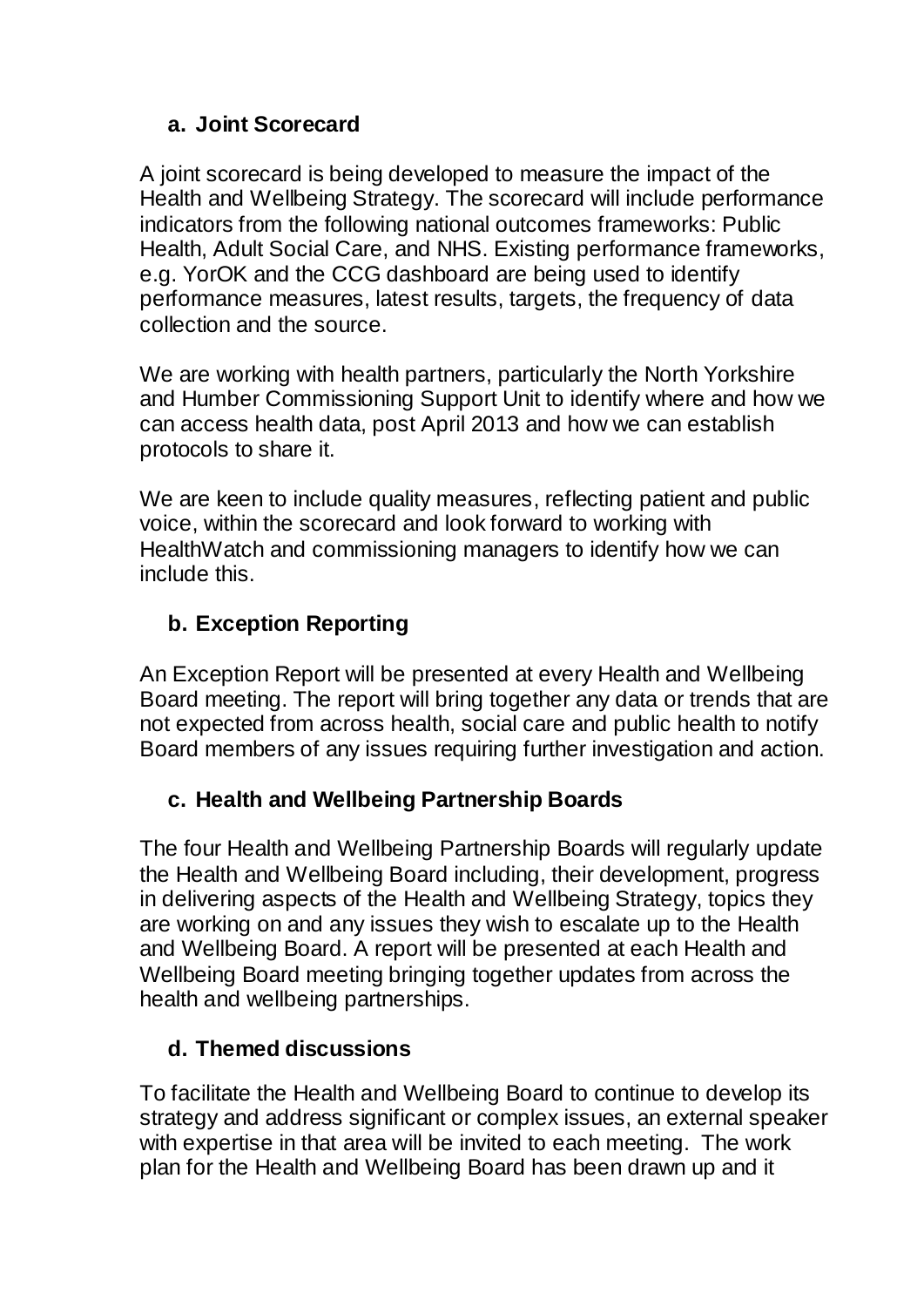**a. Joint Scorecard**

A joint scorecard is being developed to measure the impact of the Health and Wellbeing Strategy. The scorecard will include performance indicators from the following national outcomes frameworks: Public Health, Adult Social Care, and NHS. Existing performance frameworks, e.g. YorOK and the CCG dashboard are being used to identify performance measures, latest results, targets, the frequency of data collection and the source.

We are working with health partners, particularly the North Yorkshire and Humber Commissioning Support Unit to identify where and how we can access health data, post April 2013 and how we can establish protocols to share it.

We are keen to include quality measures, reflecting patient and public voice, within the scorecard and look forward to working with HealthWatch and commissioning managers to identify how we can include this.

**b. Exception Reporting**

An Exception Report will be presented at every Health and Wellbeing Board meeting. The report will bring together any data or trends that are not expected from across health, social care and public health to notify Board members of any issues requiring further investigation and action.

**c. Health and Wellbeing Partnership Boards**

The four Health and Wellbeing Partnership Boards will regularly update the Health and Wellbeing Board including, their development, progress in delivering aspects of the Health and Wellbeing Strategy, topics they are working on and any issues they wish to escalate up to the Health and Wellbeing Board. A report will be presented at each Health and Wellbeing Board meeting bringing together updates from across the health and wellbeing partnerships.

**d. Themed discussions**

To facilitate the Health and Wellbeing Board to continue to develop its strategy and address significant or complex issues, an external speaker with expertise in that area will be invited to each meeting. The work plan for the Health and Wellbeing Board has been drawn up and it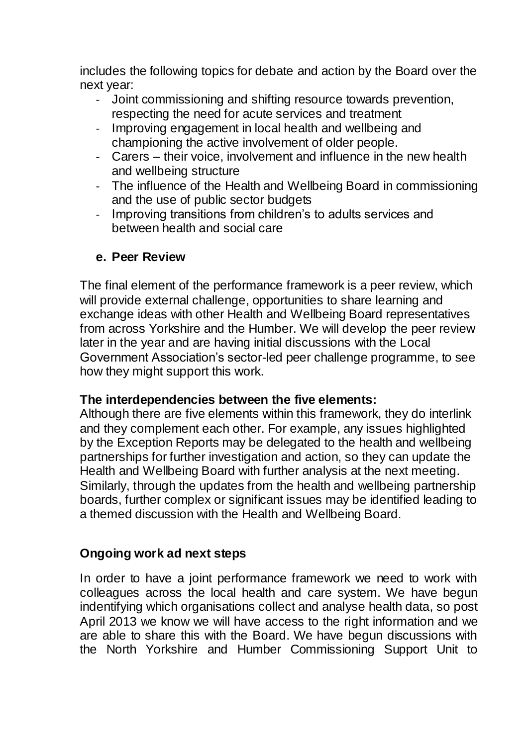includes the following topics for debate and action by the Board over the next year:

- Joint commissioning and shifting resource towards prevention, respecting the need for acute services and treatment
- Improving engagement in local health and wellbeing and championing the active involvement of older people.
- Carers – their voice, involvement and influence in the new health and wellbeing structure
- The influence of the Health and Wellbeing Board in commissioning and the use of public sector budgets
- Improving transitions from children's to adults services and between health and social care

### e. Peer Review

The final element of the performance framework is a peer review, which will provide external challenge, opportunities to share learning and exchange ideas with other Health and Wellbeing Board representatives from across Yorkshire and the Humber. We will develop the peer review later in the year and are having initial discussions with the Local Government Association's sector-led peer challenge programme, to see how they might support this work.

**The interdependencies between the five elements:**

Although there are five elements within this framework, they do interlink and they complement each other. For example, any issues highlighted by the Exception Reports may be delegated to the health and wellbeing partnerships for further investigation and action, so they can update the Health and Wellbeing Board with further analysis at the next meeting. Similarly, through the updates from the health and wellbeing partnership boards, further complex or significant issues may be identified leading to a themed discussion with the Health and Wellbeing Board.

## Ongoing work ad next steps

In order to have a joint performance framework we need to work with colleagues across the local health and care system. We have begun indentifying which organisations collect and analyse health data, so post April 2013 we know we will have access to the right information and we are able to share this with the Board. We have begun discussions with the North Yorkshire and Humber Commissioning Support Unit to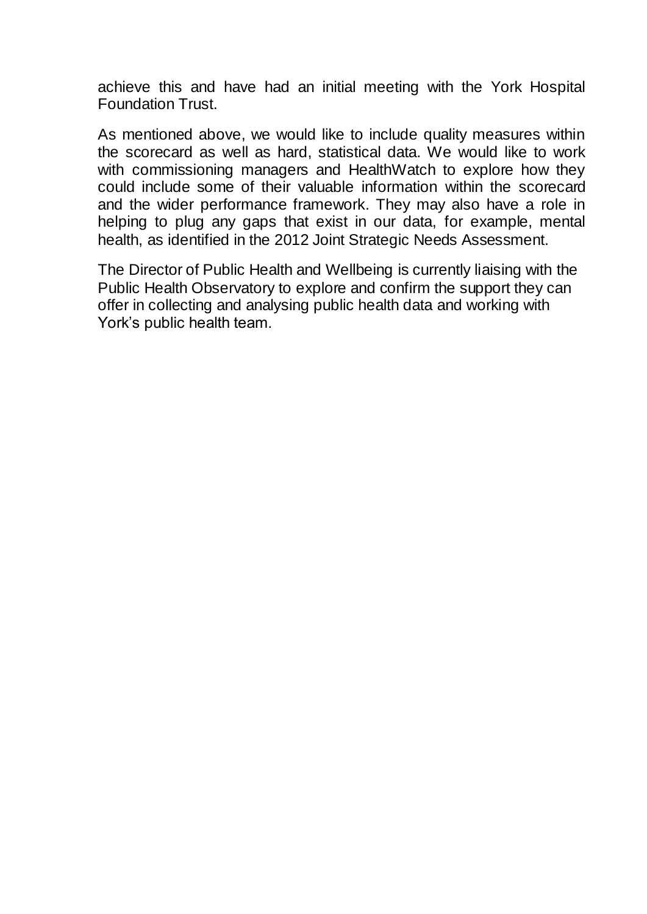achieve this and have had an initial meeting with the York Hospital Foundation Trust.

As mentioned above, we would like to include quality measures within the scorecard as well as hard, statistical data. We would like to work with commissioning managers and HealthWatch to explore how they could include some of their valuable information within the scorecard and the wider performance framework. They may also have a role in helping to plug any gaps that exist in our data, for example, mental health, as identified in the 2012 Joint Strategic Needs Assessment.

The Director of Public Health and Wellbeing is currently liaising with the Public Health Observatory to explore and confirm the support they can offer in collecting and analysing public health data and working with York's public health team.